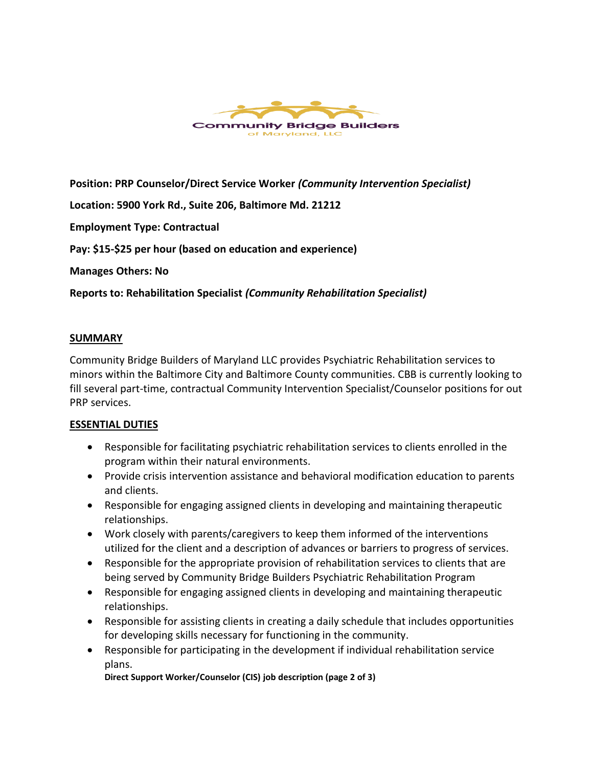Community Bridge Builders
of Maryland, LLC

**Position: PRP Counselor/Direct Service Worker *(Community Intervention Specialist)***

**Location: 5900 York Rd., Suite 206, Baltimore Md. 21212**

**Employment Type: Contractual**

**Pay: $15-$25 per hour (based on education and experience)**

**Manages Others: No**

**Reports to: Rehabilitation Specialist *(Community Rehabilitation Specialist)***

## SUMMARY

Community Bridge Builders of Maryland LLC provides Psychiatric Rehabilitation services to minors within the Baltimore City and Baltimore County communities. CBB is currently looking to fill several part-time, contractual Community Intervention Specialist/Counselor positions for out PRP services.

## ESSENTIAL DUTIES

- Responsible for facilitating psychiatric rehabilitation services to clients enrolled in the program within their natural environments.
- Provide crisis intervention assistance and behavioral modification education to parents and clients.
- Responsible for engaging assigned clients in developing and maintaining therapeutic relationships.
- Work closely with parents/caregivers to keep them informed of the interventions utilized for the client and a description of advances or barriers to progress of services.
- Responsible for the appropriate provision of rehabilitation services to clients that are being served by Community Bridge Builders Psychiatric Rehabilitation Program
- Responsible for engaging assigned clients in developing and maintaining therapeutic relationships.
- Responsible for assisting clients in creating a daily schedule that includes opportunities for developing skills necessary for functioning in the community.
- Responsible for participating in the development if individual rehabilitation service plans.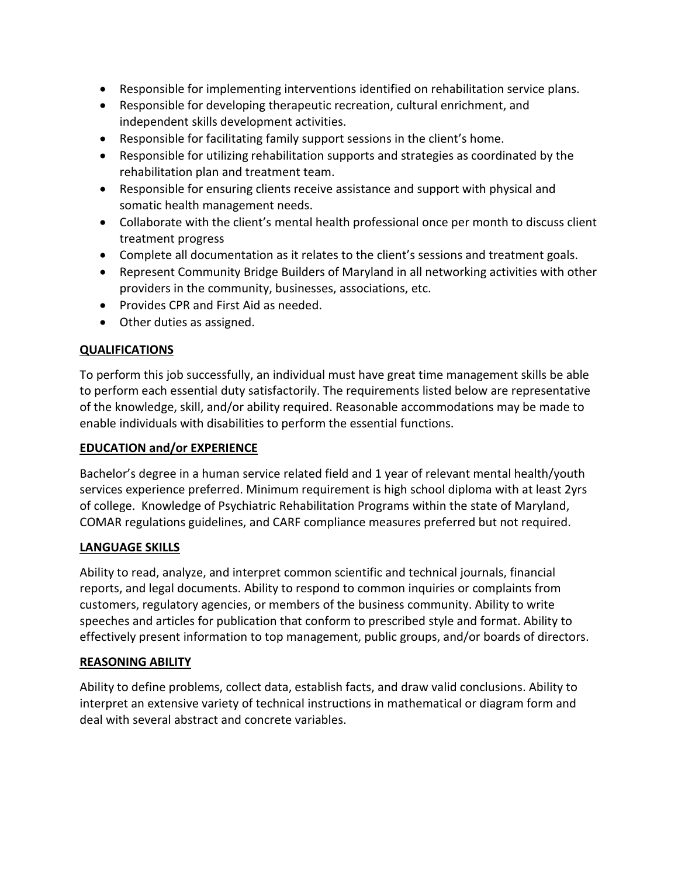- Responsible for implementing interventions identified on rehabilitation service plans.
- Responsible for developing therapeutic recreation, cultural enrichment, and independent skills development activities.
- Responsible for facilitating family support sessions in the client's home.
- Responsible for utilizing rehabilitation supports and strategies as coordinated by the rehabilitation plan and treatment team.
- Responsible for ensuring clients receive assistance and support with physical and somatic health management needs.
- Collaborate with the client's mental health professional once per month to discuss client treatment progress
- Complete all documentation as it relates to the client's sessions and treatment goals.
- Represent Community Bridge Builders of Maryland in all networking activities with other providers in the community, businesses, associations, etc.
- Provides CPR and First Aid as needed.
- Other duties as assigned.

## QUALIFICATIONS

To perform this job successfully, an individual must have great time management skills be able to perform each essential duty satisfactorily. The requirements listed below are representative of the knowledge, skill, and/or ability required. Reasonable accommodations may be made to enable individuals with disabilities to perform the essential functions.

## EDUCATION and/or EXPERIENCE

Bachelor's degree in a human service related field and 1 year of relevant mental health/youth services experience preferred. Minimum requirement is high school diploma with at least 2yrs of college. Knowledge of Psychiatric Rehabilitation Programs within the state of Maryland, COMAR regulations guidelines, and CARF compliance measures preferred but not required.

## LANGUAGE SKILLS

Ability to read, analyze, and interpret common scientific and technical journals, financial reports, and legal documents. Ability to respond to common inquiries or complaints from customers, regulatory agencies, or members of the business community. Ability to write speeches and articles for publication that conform to prescribed style and format. Ability to effectively present information to top management, public groups, and/or boards of directors.

## REASONING ABILITY

Ability to define problems, collect data, establish facts, and draw valid conclusions. Ability to interpret an extensive variety of technical instructions in mathematical or diagram form and deal with several abstract and concrete variables.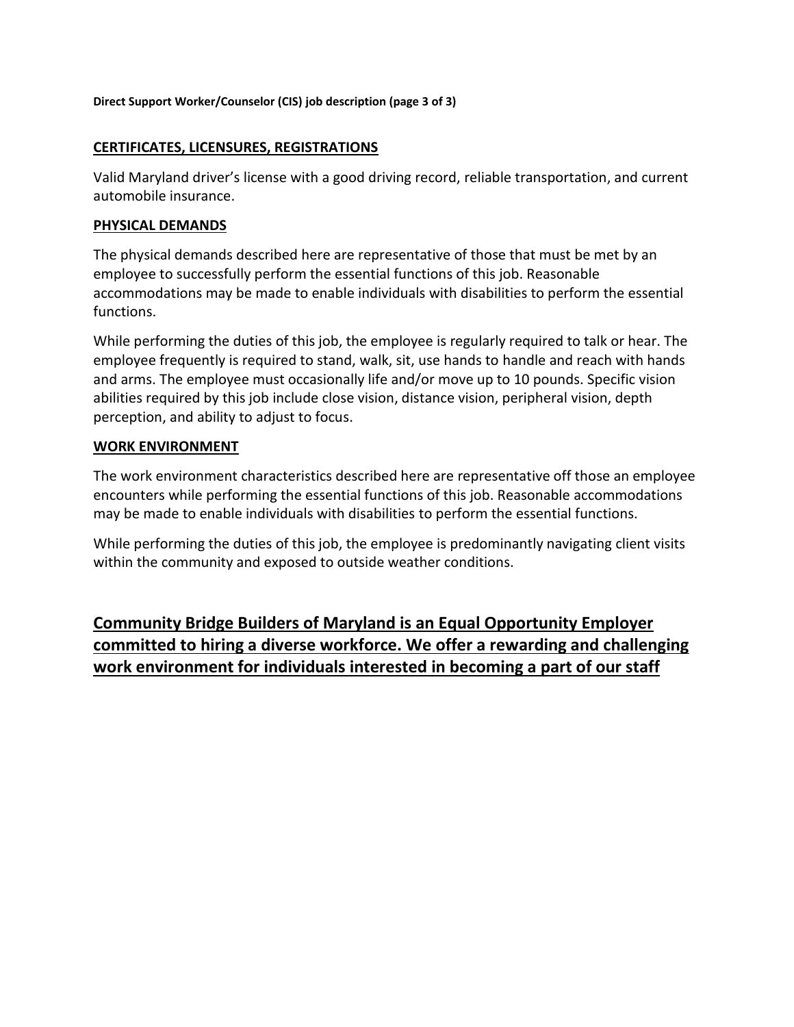## CERTIFICATES, LICENSURES, REGISTRATIONS

Valid Maryland driver's license with a good driving record, reliable transportation, and current automobile insurance.

## PHYSICAL DEMANDS

The physical demands described here are representative of those that must be met by an employee to successfully perform the essential functions of this job. Reasonable accommodations may be made to enable individuals with disabilities to perform the essential functions.

While performing the duties of this job, the employee is regularly required to talk or hear. The employee frequently is required to stand, walk, sit, use hands to handle and reach with hands and arms. The employee must occasionally life and/or move up to 10 pounds. Specific vision abilities required by this job include close vision, distance vision, peripheral vision, depth perception, and ability to adjust to focus.

## WORK ENVIRONMENT

The work environment characteristics described here are representative off those an employee encounters while performing the essential functions of this job. Reasonable accommodations may be made to enable individuals with disabilities to perform the essential functions.

While performing the duties of this job, the employee is predominantly navigating client visits within the community and exposed to outside weather conditions.

**Community Bridge Builders of Maryland is an Equal Opportunity Employer committed to hiring a diverse workforce. We offer a rewarding and challenging work environment for individuals interested in becoming a part of our staff**